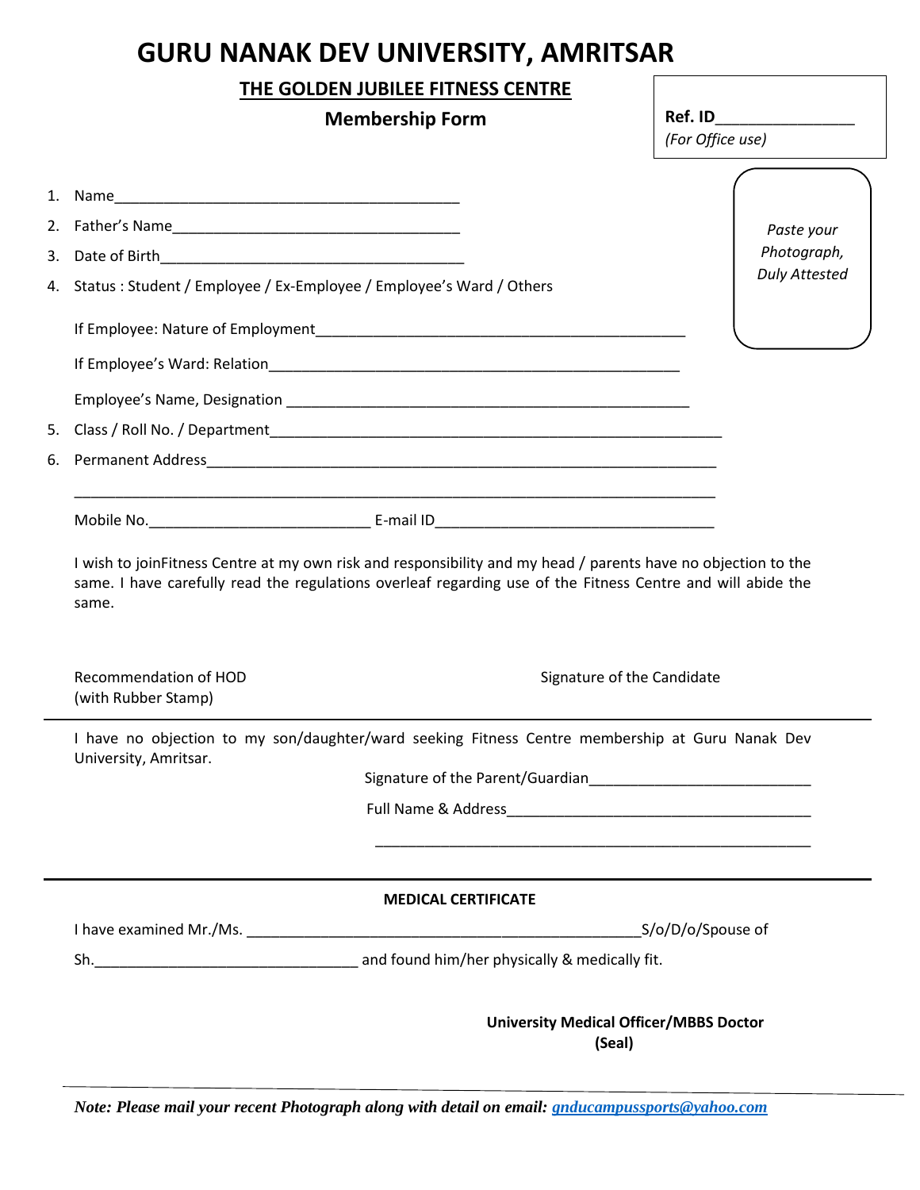# GURU NANAK DEV UNIVERSITY, AMRITSAR

## THE GOLDEN JUBILEE FITNESS CENTRE

### Membership Form

**Ref. ID**_______________
*(For Office use)*

*Paste your Photograph, Duly Attested*

1. Name__________________________________________
2. Father's Name___________________________________
3. Date of Birth____________________________________
4. Status : Student / Employee / Ex-Employee / Employee's Ward / Others

   If Employee: Nature of Employment____________________________________________

   If Employee's Ward: Relation___________________________________________________

   Employee's Name, Designation _________________________________________________
5. Class / Roll No. / Department________________________________________________________
6. Permanent Address_______________________________________________________________

   ______________________________________________________________________________

   Mobile No.__________________________ E-mail ID_________________________________

I wish to joinFitness Centre at my own risk and responsibility and my head / parents have no objection to the same. I have carefully read the regulations overleaf regarding use of the Fitness Centre and will abide the same.

Recommendation of HOD
(with Rubber Stamp)

Signature of the Candidate

---

I have no objection to my son/daughter/ward seeking Fitness Centre membership at Guru Nanak Dev University, Amritsar.

Signature of the Parent/Guardian__________________________

Full Name & Address____________________________________

_____________________________________________________

---

**MEDICAL CERTIFICATE**

I have examined Mr./Ms. ______________________________________________S/o/D/o/Spouse of

Sh.________________________________ and found him/her physically & medically fit.

**University Medical Officer/MBBS Doctor**
**(Seal)**

---

***Note: Please mail your recent Photograph along with detail on email: gnducampussports@yahoo.com***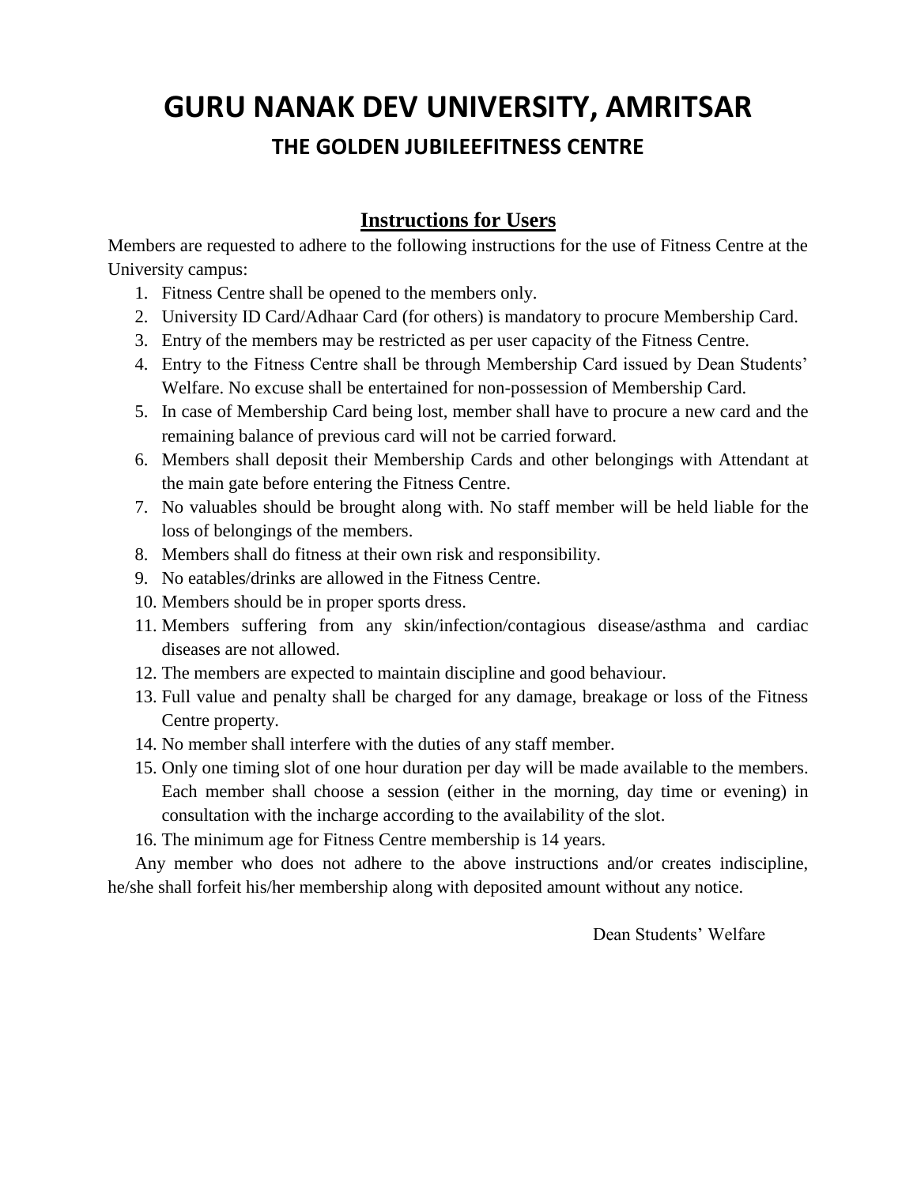# GURU NANAK DEV UNIVERSITY, AMRITSAR

## THE GOLDEN JUBILEEFITNESS CENTRE

### Instructions for Users

Members are requested to adhere to the following instructions for the use of Fitness Centre at the University campus:

1. Fitness Centre shall be opened to the members only.
2. University ID Card/Adhaar Card (for others) is mandatory to procure Membership Card.
3. Entry of the members may be restricted as per user capacity of the Fitness Centre.
4. Entry to the Fitness Centre shall be through Membership Card issued by Dean Students' Welfare. No excuse shall be entertained for non-possession of Membership Card.
5. In case of Membership Card being lost, member shall have to procure a new card and the remaining balance of previous card will not be carried forward.
6. Members shall deposit their Membership Cards and other belongings with Attendant at the main gate before entering the Fitness Centre.
7. No valuables should be brought along with. No staff member will be held liable for the loss of belongings of the members.
8. Members shall do fitness at their own risk and responsibility.
9. No eatables/drinks are allowed in the Fitness Centre.
10. Members should be in proper sports dress.
11. Members suffering from any skin/infection/contagious disease/asthma and cardiac diseases are not allowed.
12. The members are expected to maintain discipline and good behaviour.
13. Full value and penalty shall be charged for any damage, breakage or loss of the Fitness Centre property.
14. No member shall interfere with the duties of any staff member.
15. Only one timing slot of one hour duration per day will be made available to the members. Each member shall choose a session (either in the morning, day time or evening) in consultation with the incharge according to the availability of the slot.
16. The minimum age for Fitness Centre membership is 14 years.

Any member who does not adhere to the above instructions and/or creates indiscipline, he/she shall forfeit his/her membership along with deposited amount without any notice.

Dean Students' Welfare